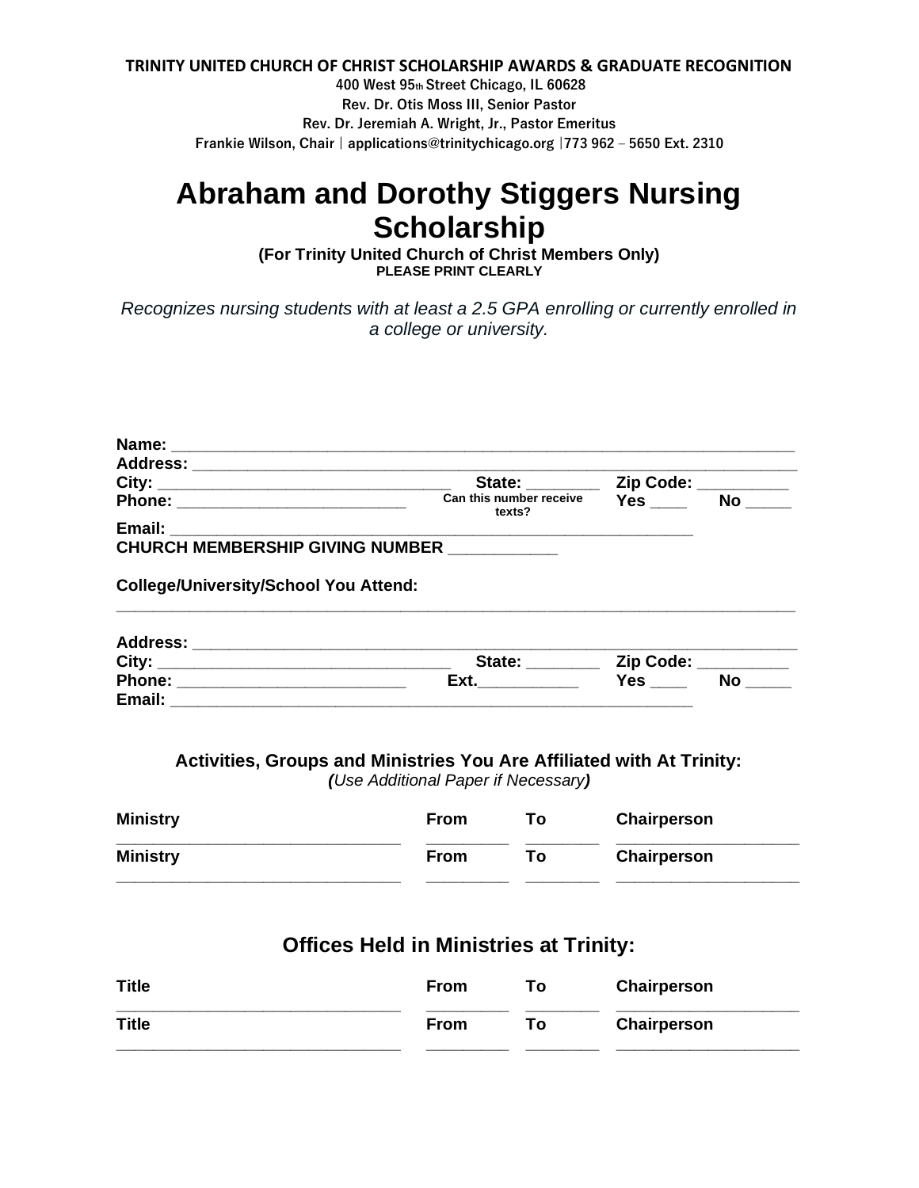**TRINITY UNITED CHURCH OF CHRIST SCHOLARSHIP AWARDS & GRADUATE RECOGNITION**

**400 West 95th Street Chicago, IL 60628**

**Rev. Dr. Otis Moss III, Senior Pastor**

**Rev. Dr. Jeremiah A. Wright, Jr., Pastor Emeritus**

**Frankie Wilson, Chair | applications@trinitychicago.org |773 962 – 5650 Ext. 2310**

# Abraham and Dorothy Stiggers Nursing Scholarship

**(For Trinity United Church of Christ Members Only)**

**PLEASE PRINT CLEARLY**

*Recognizes nursing students with at least a 2.5 GPA enrolling or currently enrolled in a college or university.*

**Name:** ______________________________________________________________

**Address:** ____________________________________________________________

**City:** ______________________________ **State:** ________ **Zip Code:** __________

**Phone:** __________________________ **Can this number receive texts?** **Yes** ____ **No** _____

**Email:** ______________________________________________________

**CHURCH MEMBERSHIP GIVING NUMBER** ____________

**College/University/School You Attend:**

______________________________________________________________________

**Address:** ____________________________________________________________

**City:** ______________________________ **State:** ________ **Zip Code:** __________

**Phone:** __________________________ **Ext.**___________ **Yes** ____ **No** _____

**Email:** ______________________________________________________

### Activities, Groups and Ministries You Are Affiliated with At Trinity:

***(****Use Additional Paper if Necessary****)***

| Ministry | From | To | Chairperson |
|---|---|---|---|
| | | | |
| **Ministry** | **From** | **To** | **Chairperson** |
| | | | |

### Offices Held in Ministries at Trinity:

| Title | From | To | Chairperson |
|---|---|---|---|
| | | | |
| **Title** | **From** | **To** | **Chairperson** |
| | | | |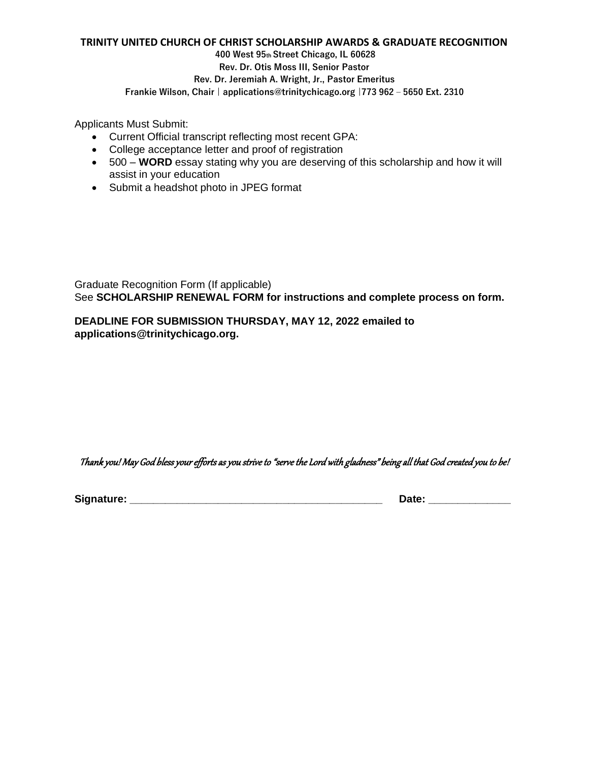**TRINITY UNITED CHURCH OF CHRIST SCHOLARSHIP AWARDS & GRADUATE RECOGNITION**

**400 West 95th Street Chicago, IL 60628**

**Rev. Dr. Otis Moss III, Senior Pastor**

**Rev. Dr. Jeremiah A. Wright, Jr., Pastor Emeritus**

**Frankie Wilson, Chair | applications@trinitychicago.org |773 962 – 5650 Ext. 2310**

Applicants Must Submit:

- Current Official transcript reflecting most recent GPA:
- College acceptance letter and proof of registration
- 500 – **WORD** essay stating why you are deserving of this scholarship and how it will assist in your education
- Submit a headshot photo in JPEG format

Graduate Recognition Form (If applicable)
See **SCHOLARSHIP RENEWAL FORM for instructions and complete process on form.**

**DEADLINE FOR SUBMISSION THURSDAY, MAY 12, 2022 emailed to applications@trinitychicago.org.**

*Thank you! May God bless your efforts as you strive to "serve the Lord with gladness" being all that God created you to be!*

**Signature:** ____________________________________________ **Date:** ______________